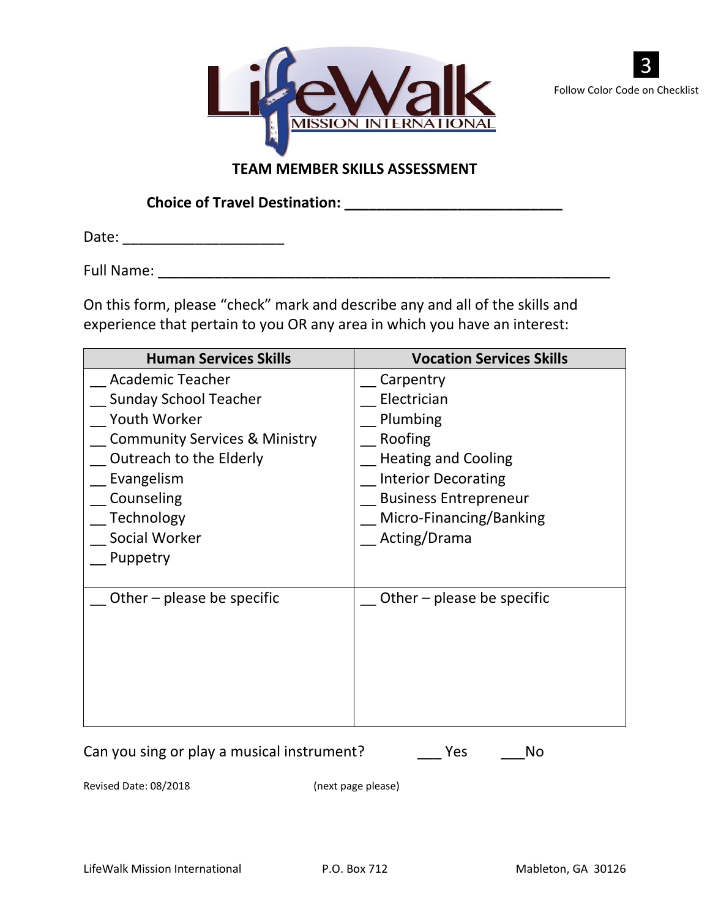LifeWalk MISSION INTERNATIONAL

3

Follow Color Code on Checklist

## TEAM MEMBER SKILLS ASSESSMENT

**Choice of Travel Destination: ___________________________**

Date: ____________________

Full Name: _________________________________________________________

On this form, please "check" mark and describe any and all of the skills and experience that pertain to you OR any area in which you have an interest:

| Human Services Skills | Vocation Services Skills |
| --- | --- |
| __ Academic Teacher<br>__ Sunday School Teacher<br>__ Youth Worker<br>__ Community Services & Ministry<br>__ Outreach to the Elderly<br>__ Evangelism<br>__ Counseling<br>__ Technology<br>__ Social Worker<br>__ Puppetry | __ Carpentry<br>__ Electrician<br>__ Plumbing<br>__ Roofing<br>__ Heating and Cooling<br>__ Interior Decorating<br>__ Business Entrepreneur<br>__ Micro-Financing/Banking<br>__ Acting/Drama |
| __ Other – please be specific | __ Other – please be specific |

Can you sing or play a musical instrument? ___ Yes ___No

Revised Date: 08/2018 (next page please)

LifeWalk Mission International P.O. Box 712 Mableton, GA 30126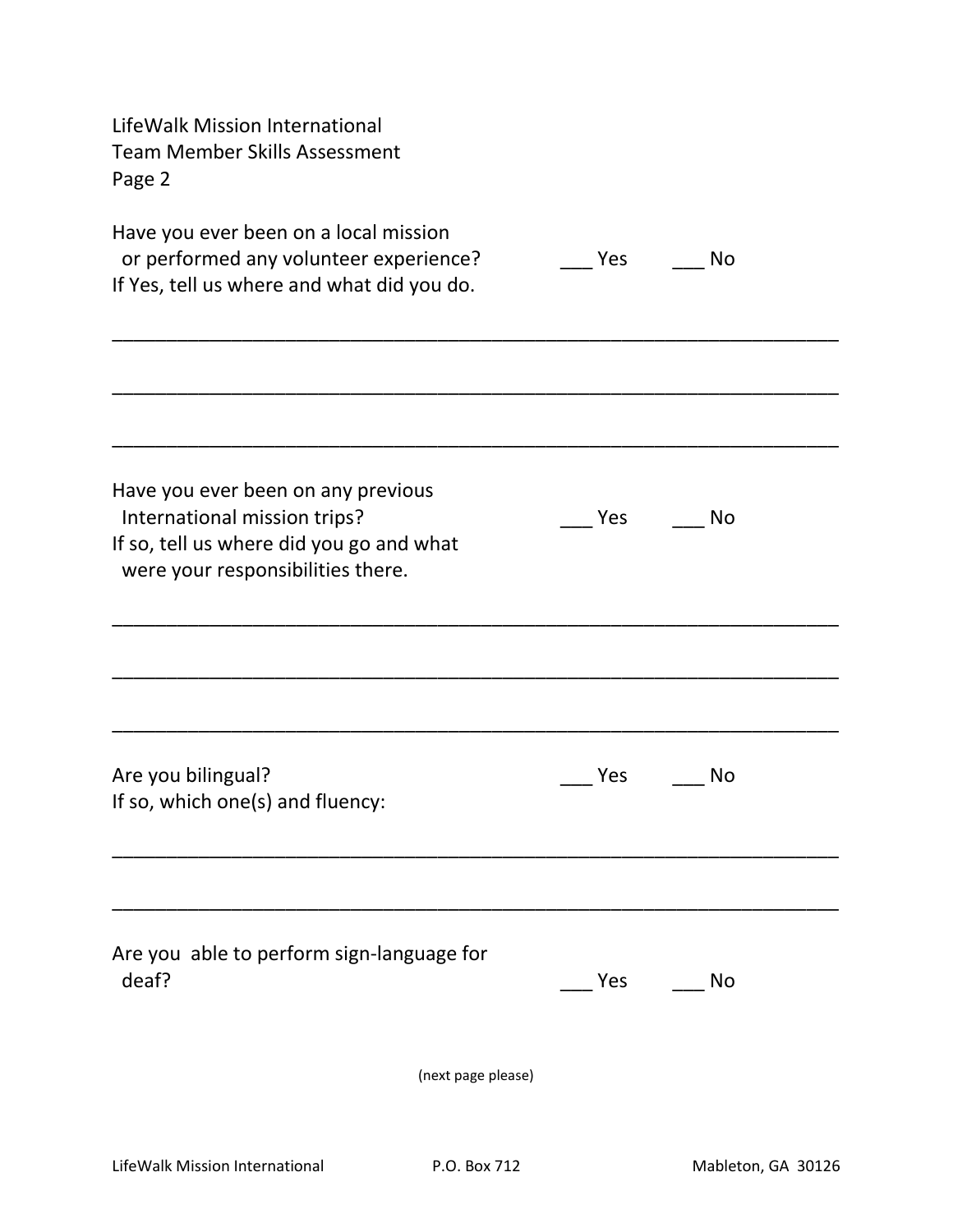LifeWalk Mission International
Team Member Skills Assessment
Page 2

Have you ever been on a local mission or performed any volunteer experience? ___ Yes ___ No

If Yes, tell us where and what did you do.

______________________________________________________________________

______________________________________________________________________

______________________________________________________________________

Have you ever been on any previous International mission trips? ___ Yes ___ No

If so, tell us where did you go and what were your responsibilities there.

______________________________________________________________________

______________________________________________________________________

______________________________________________________________________

Are you bilingual? ___ Yes ___ No

If so, which one(s) and fluency:

______________________________________________________________________

______________________________________________________________________

Are you able to perform sign-language for deaf? ___ Yes ___ No

(next page please)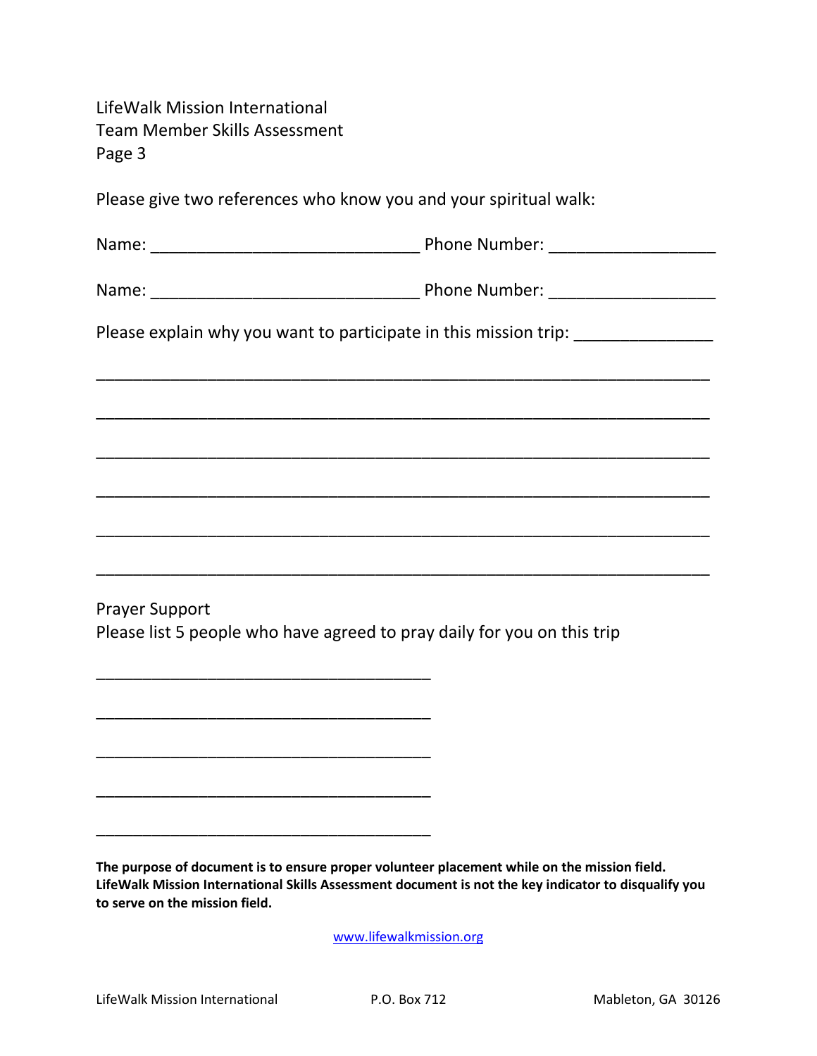LifeWalk Mission International
Team Member Skills Assessment
Page 3

Please give two references who know you and your spiritual walk:

Name: _____________________________ Phone Number: __________________

Name: _____________________________ Phone Number: __________________

Please explain why you want to participate in this mission trip: _______________

___________________________________________________________________

___________________________________________________________________

___________________________________________________________________

___________________________________________________________________

___________________________________________________________________

___________________________________________________________________

Prayer Support
Please list 5 people who have agreed to pray daily for you on this trip

_____________________________________

_____________________________________

_____________________________________

_____________________________________

_____________________________________

**The purpose of document is to ensure proper volunteer placement while on the mission field. LifeWalk Mission International Skills Assessment document is not the key indicator to disqualify you to serve on the mission field.**

www.lifewalkmission.org

LifeWalk Mission International P.O. Box 712 Mableton, GA 30126